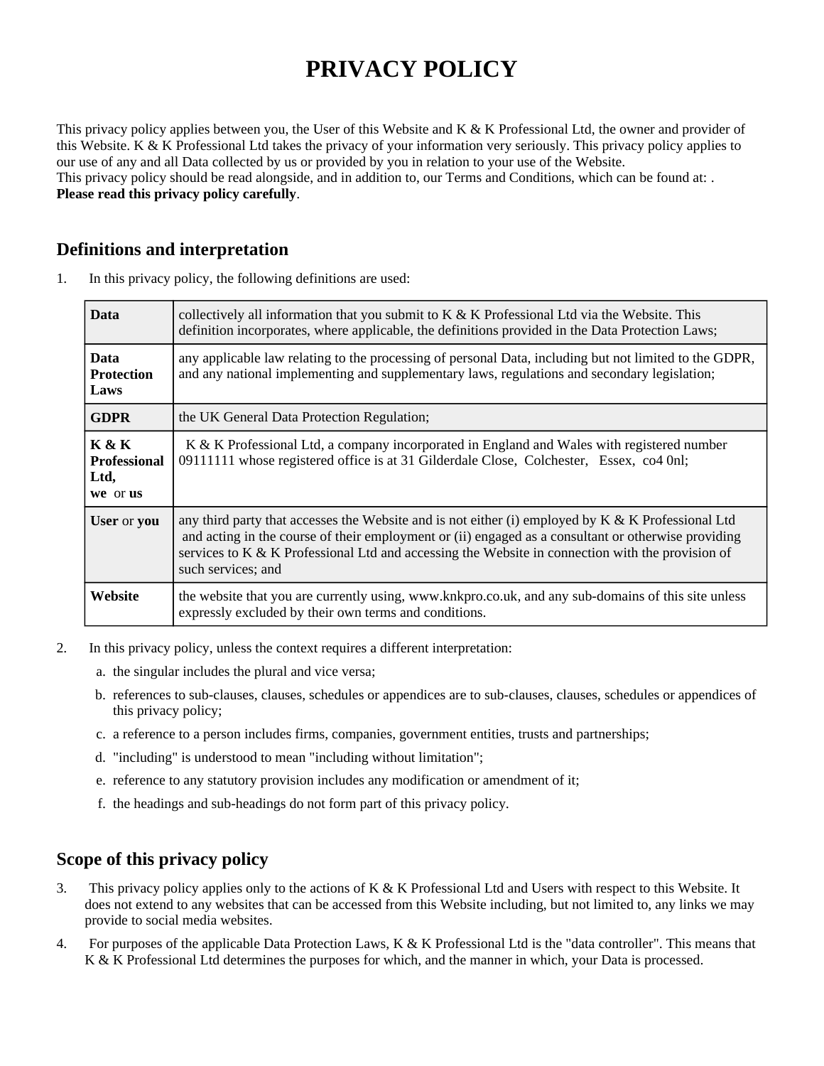# PRIVACY POLICY

This privacy policy applies between you, the User of this Website and K & K Professional Ltd, the owner and provider of this Website. K & K Professional Ltd takes the privacy of your information very seriously. This privacy policy applies to our use of any and all Data collected by us or provided by you in relation to your use of the Website.
This privacy policy should be read alongside, and in addition to, our Terms and Conditions, which can be found at: .
**Please read this privacy policy carefully**.

## Definitions and interpretation

1. In this privacy policy, the following definitions are used:

| | |
|---|---|
| **Data** | collectively all information that you submit to K & K Professional Ltd via the Website. This definition incorporates, where applicable, the definitions provided in the Data Protection Laws; |
| **Data Protection Laws** | any applicable law relating to the processing of personal Data, including but not limited to the GDPR, and any national implementing and supplementary laws, regulations and secondary legislation; |
| **GDPR** | the UK General Data Protection Regulation; |
| **K & K Professional Ltd, we** or **us** | K & K Professional Ltd, a company incorporated in England and Wales with registered number 09111111 whose registered office is at 31 Gilderdale Close, Colchester, Essex, co4 0nl; |
| **User** or **you** | any third party that accesses the Website and is not either (i) employed by K & K Professional Ltd and acting in the course of their employment or (ii) engaged as a consultant or otherwise providing services to K & K Professional Ltd and accessing the Website in connection with the provision of such services; and |
| **Website** | the website that you are currently using, www.knkpro.co.uk, and any sub-domains of this site unless expressly excluded by their own terms and conditions. |

2. In this privacy policy, unless the context requires a different interpretation:
   a. the singular includes the plural and vice versa;
   b. references to sub-clauses, clauses, schedules or appendices are to sub-clauses, clauses, schedules or appendices of this privacy policy;
   c. a reference to a person includes firms, companies, government entities, trusts and partnerships;
   d. "including" is understood to mean "including without limitation";
   e. reference to any statutory provision includes any modification or amendment of it;
   f. the headings and sub-headings do not form part of this privacy policy.

## Scope of this privacy policy

3. This privacy policy applies only to the actions of K & K Professional Ltd and Users with respect to this Website. It does not extend to any websites that can be accessed from this Website including, but not limited to, any links we may provide to social media websites.
4. For purposes of the applicable Data Protection Laws, K & K Professional Ltd is the "data controller". This means that K & K Professional Ltd determines the purposes for which, and the manner in which, your Data is processed.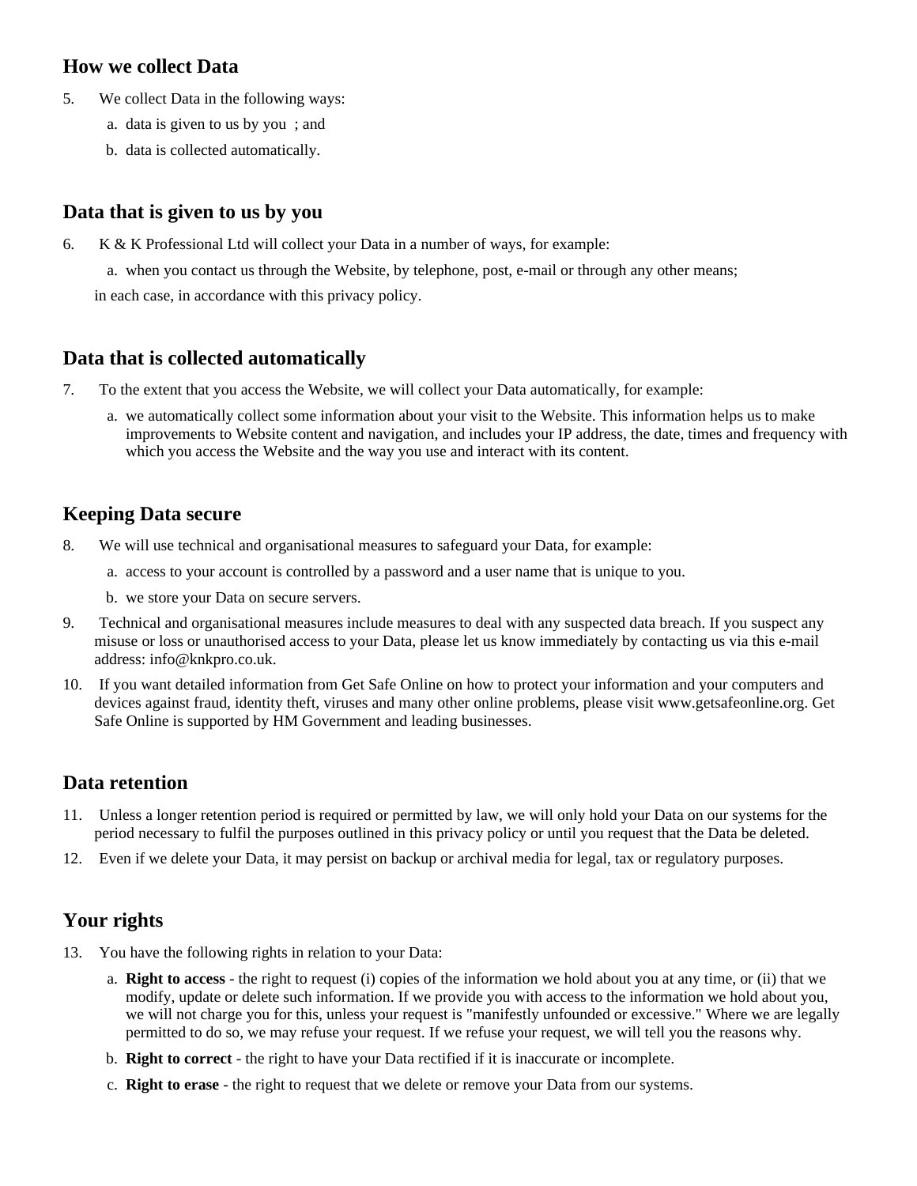## How we collect Data

5. We collect Data in the following ways:
   a. data is given to us by you ; and
   b. data is collected automatically.

## Data that is given to us by you

6. K & K Professional Ltd will collect your Data in a number of ways, for example:
   a. when you contact us through the Website, by telephone, post, e-mail or through any other means;

   in each case, in accordance with this privacy policy.

## Data that is collected automatically

7. To the extent that you access the Website, we will collect your Data automatically, for example:
   a. we automatically collect some information about your visit to the Website. This information helps us to make improvements to Website content and navigation, and includes your IP address, the date, times and frequency with which you access the Website and the way you use and interact with its content.

## Keeping Data secure

8. We will use technical and organisational measures to safeguard your Data, for example:
   a. access to your account is controlled by a password and a user name that is unique to you.
   b. we store your Data on secure servers.
9. Technical and organisational measures include measures to deal with any suspected data breach. If you suspect any misuse or loss or unauthorised access to your Data, please let us know immediately by contacting us via this e-mail address: info@knkpro.co.uk.
10. If you want detailed information from Get Safe Online on how to protect your information and your computers and devices against fraud, identity theft, viruses and many other online problems, please visit www.getsafeonline.org. Get Safe Online is supported by HM Government and leading businesses.

## Data retention

11. Unless a longer retention period is required or permitted by law, we will only hold your Data on our systems for the period necessary to fulfil the purposes outlined in this privacy policy or until you request that the Data be deleted.
12. Even if we delete your Data, it may persist on backup or archival media for legal, tax or regulatory purposes.

## Your rights

13. You have the following rights in relation to your Data:
    a. **Right to access** - the right to request (i) copies of the information we hold about you at any time, or (ii) that we modify, update or delete such information. If we provide you with access to the information we hold about you, we will not charge you for this, unless your request is "manifestly unfounded or excessive." Where we are legally permitted to do so, we may refuse your request. If we refuse your request, we will tell you the reasons why.
    b. **Right to correct** - the right to have your Data rectified if it is inaccurate or incomplete.
    c. **Right to erase** - the right to request that we delete or remove your Data from our systems.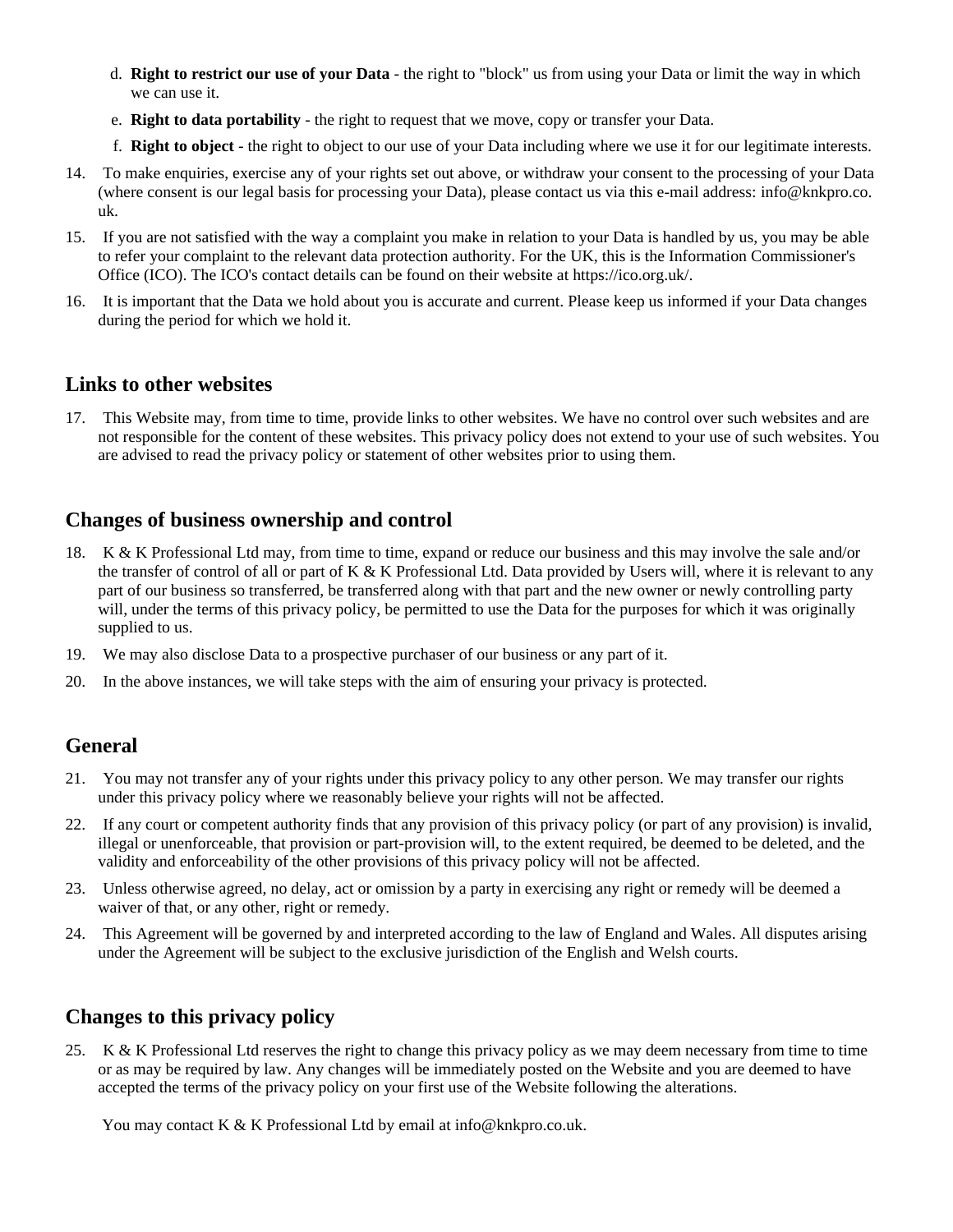d. **Right to restrict our use of your Data** - the right to "block" us from using your Data or limit the way in which we can use it.

e. **Right to data portability** - the right to request that we move, copy or transfer your Data.

f. **Right to object** - the right to object to our use of your Data including where we use it for our legitimate interests.

14. To make enquiries, exercise any of your rights set out above, or withdraw your consent to the processing of your Data (where consent is our legal basis for processing your Data), please contact us via this e-mail address: info@knkpro.co.uk.

15. If you are not satisfied with the way a complaint you make in relation to your Data is handled by us, you may be able to refer your complaint to the relevant data protection authority. For the UK, this is the Information Commissioner's Office (ICO). The ICO's contact details can be found on their website at https://ico.org.uk/.

16. It is important that the Data we hold about you is accurate and current. Please keep us informed if your Data changes during the period for which we hold it.

## Links to other websites

17. This Website may, from time to time, provide links to other websites. We have no control over such websites and are not responsible for the content of these websites. This privacy policy does not extend to your use of such websites. You are advised to read the privacy policy or statement of other websites prior to using them.

## Changes of business ownership and control

18. K & K Professional Ltd may, from time to time, expand or reduce our business and this may involve the sale and/or the transfer of control of all or part of K & K Professional Ltd. Data provided by Users will, where it is relevant to any part of our business so transferred, be transferred along with that part and the new owner or newly controlling party will, under the terms of this privacy policy, be permitted to use the Data for the purposes for which it was originally supplied to us.

19. We may also disclose Data to a prospective purchaser of our business or any part of it.

20. In the above instances, we will take steps with the aim of ensuring your privacy is protected.

## General

21. You may not transfer any of your rights under this privacy policy to any other person. We may transfer our rights under this privacy policy where we reasonably believe your rights will not be affected.

22. If any court or competent authority finds that any provision of this privacy policy (or part of any provision) is invalid, illegal or unenforceable, that provision or part-provision will, to the extent required, be deemed to be deleted, and the validity and enforceability of the other provisions of this privacy policy will not be affected.

23. Unless otherwise agreed, no delay, act or omission by a party in exercising any right or remedy will be deemed a waiver of that, or any other, right or remedy.

24. This Agreement will be governed by and interpreted according to the law of England and Wales. All disputes arising under the Agreement will be subject to the exclusive jurisdiction of the English and Welsh courts.

## Changes to this privacy policy

25. K & K Professional Ltd reserves the right to change this privacy policy as we may deem necessary from time to time or as may be required by law. Any changes will be immediately posted on the Website and you are deemed to have accepted the terms of the privacy policy on your first use of the Website following the alterations.

You may contact K & K Professional Ltd by email at info@knkpro.co.uk.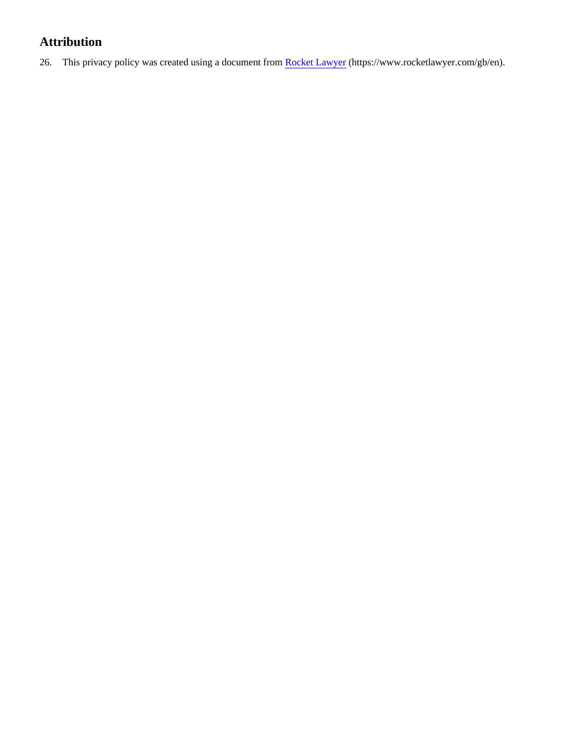## Attribution

26. This privacy policy was created using a document from [Rocket Lawyer](https://www.rocketlawyer.com/gb/en) (https://www.rocketlawyer.com/gb/en).